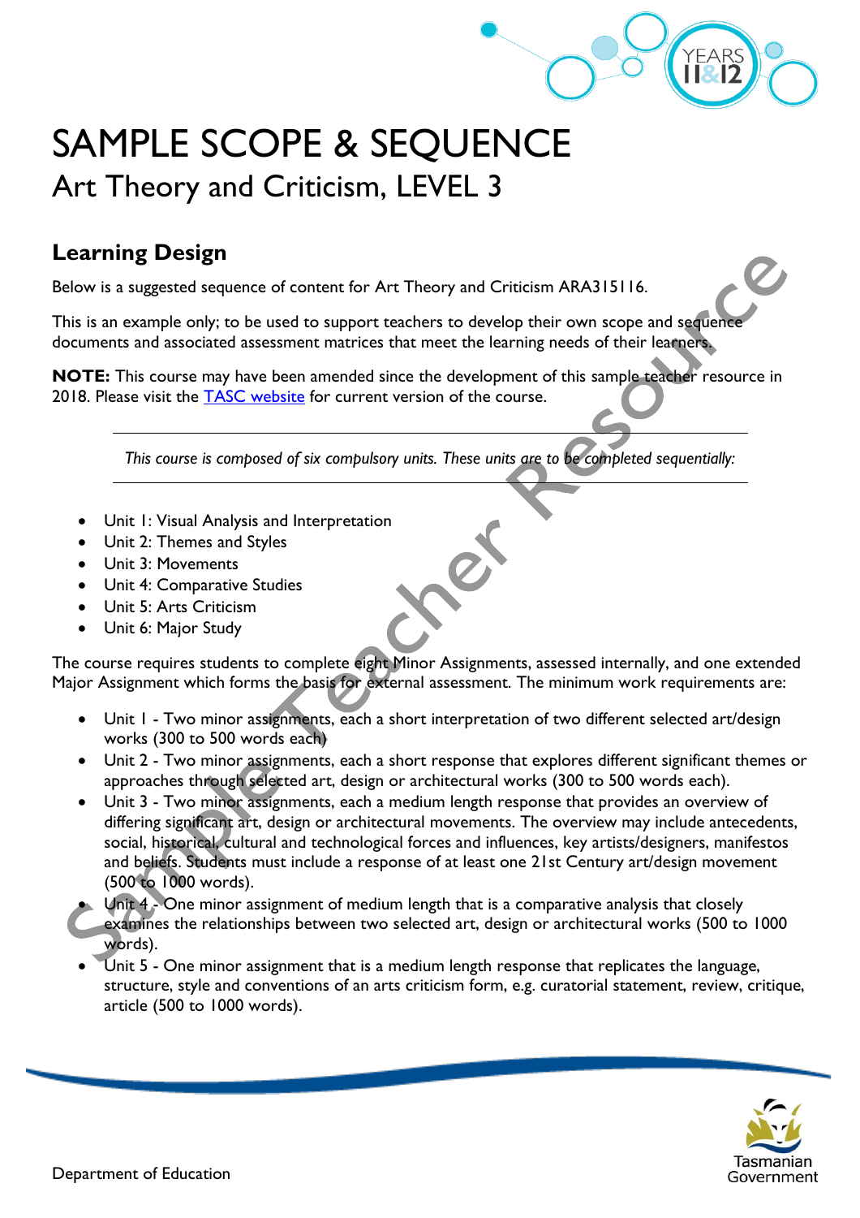# SAMPLE SCOPE & SEQUENCE

## Art Theory and Criticism, LEVEL 3

### Learning Design

Below is a suggested sequence of content for Art Theory and Criticism ARA315116.

This is an example only; to be used to support teachers to develop their own scope and sequence documents and associated assessment matrices that meet the learning needs of their learners.

**NOTE:** This course may have been amended since the development of this sample teacher resource in 2018. Please visit the TASC website for current version of the course.

---

*This course is composed of six compulsory units. These units are to be completed sequentially:*

---

- Unit 1: Visual Analysis and Interpretation
- Unit 2: Themes and Styles
- Unit 3: Movements
- Unit 4: Comparative Studies
- Unit 5: Arts Criticism
- Unit 6: Major Study

The course requires students to complete eight Minor Assignments, assessed internally, and one extended Major Assignment which forms the basis for external assessment. The minimum work requirements are:

- Unit 1 - Two minor assignments, each a short interpretation of two different selected art/design works (300 to 500 words each)
- Unit 2 - Two minor assignments, each a short response that explores different significant themes or approaches through selected art, design or architectural works (300 to 500 words each).
- Unit 3 - Two minor assignments, each a medium length response that provides an overview of differing significant art, design or architectural movements. The overview may include antecedents, social, historical, cultural and technological forces and influences, key artists/designers, manifestos and beliefs. Students must include a response of at least one 21st Century art/design movement (500 to 1000 words).
- Unit 4 - One minor assignment of medium length that is a comparative analysis that closely examines the relationships between two selected art, design or architectural works (500 to 1000 words).
- Unit 5 - One minor assignment that is a medium length response that replicates the language, structure, style and conventions of an arts criticism form, e.g. curatorial statement, review, critique, article (500 to 1000 words).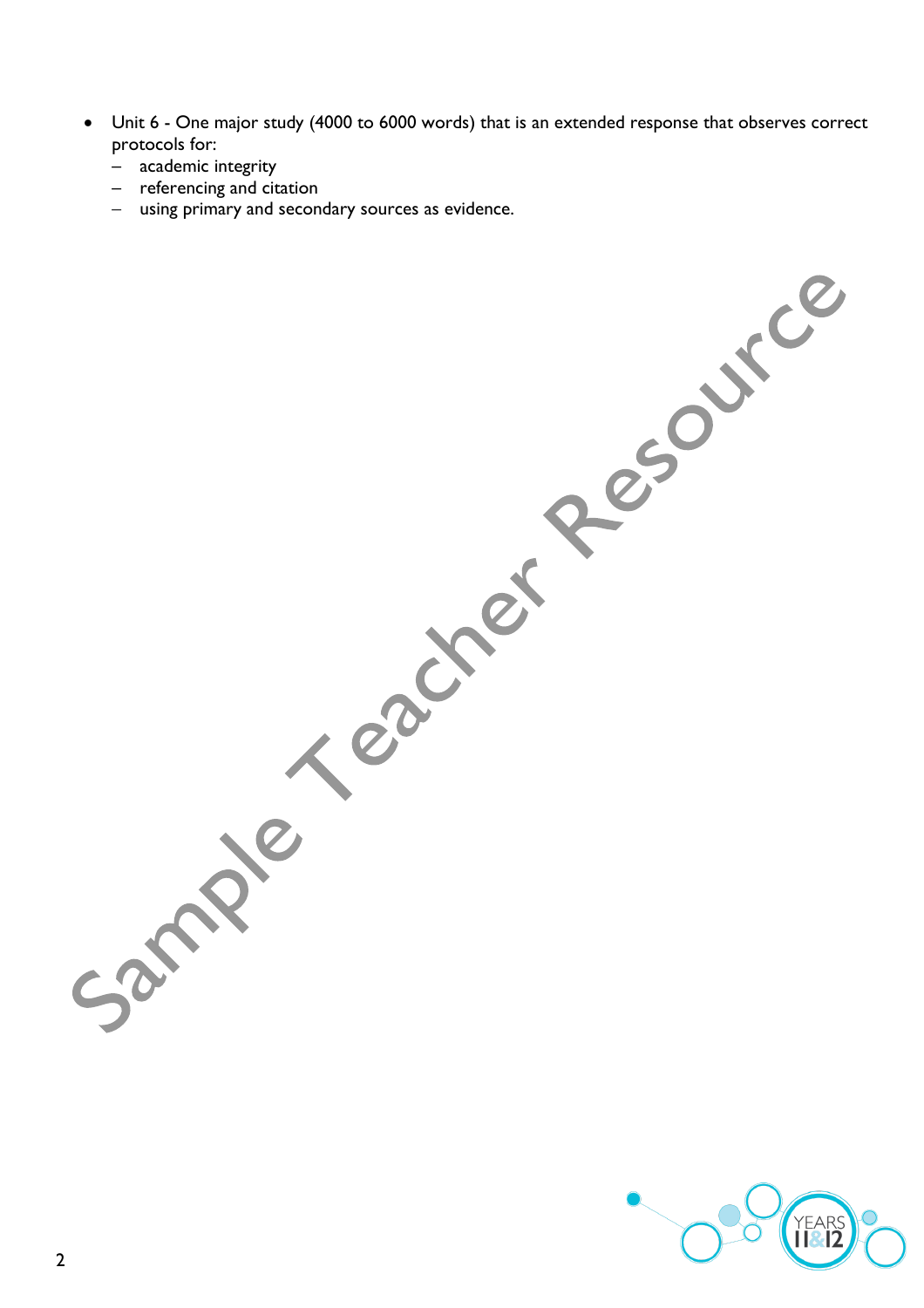- Unit 6 - One major study (4000 to 6000 words) that is an extended response that observes correct protocols for:
  - academic integrity
  - referencing and citation
  - using primary and secondary sources as evidence.